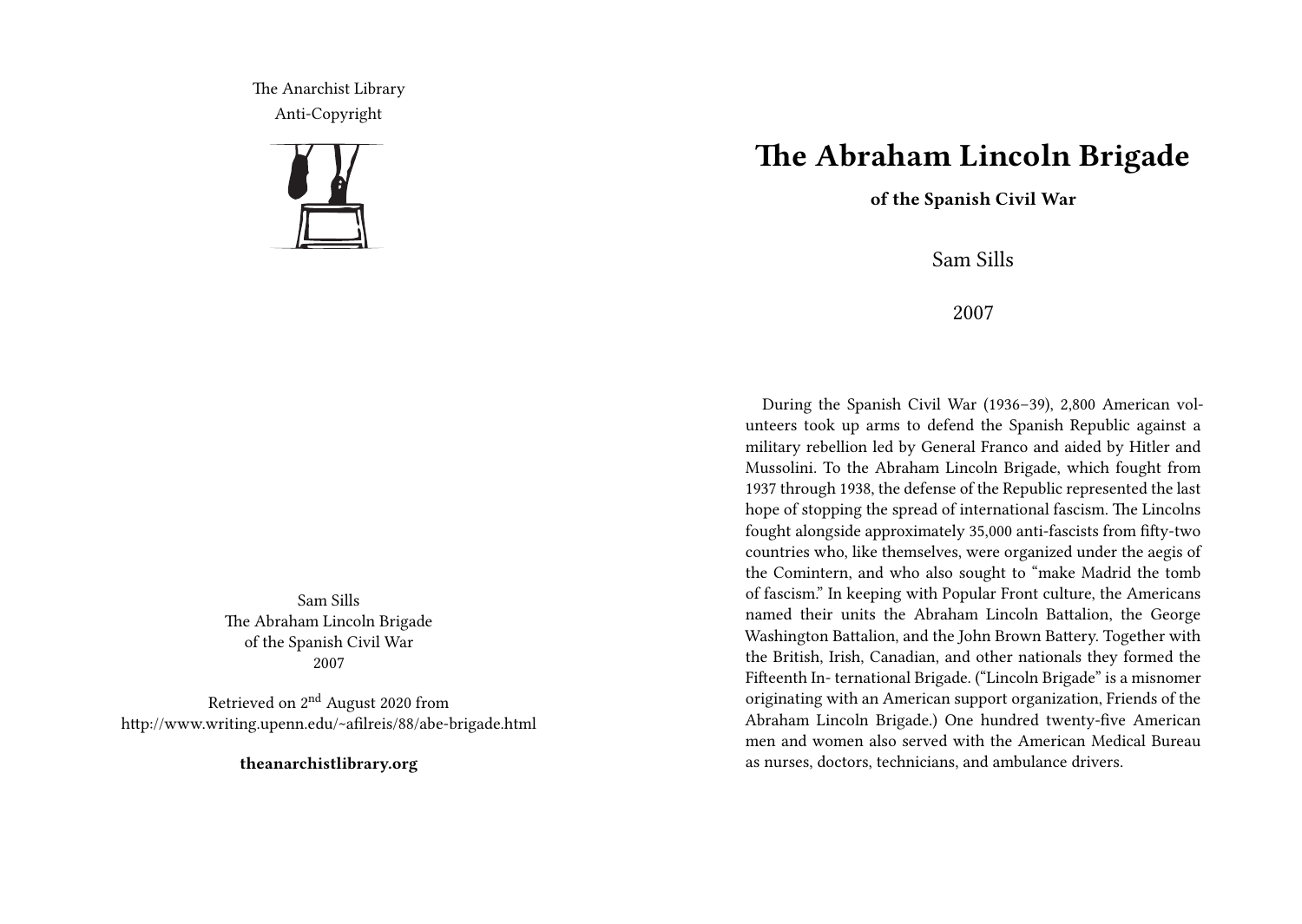The Anarchist Library
Anti-Copyright

Sam Sills
The Abraham Lincoln Brigade
of the Spanish Civil War
2007

Retrieved on 2nd August 2020 from
http://www.writing.upenn.edu/~afilreis/88/abe-brigade.html

**theanarchistlibrary.org**

# The Abraham Lincoln Brigade

**of the Spanish Civil War**

Sam Sills

2007

During the Spanish Civil War (1936–39), 2,800 American volunteers took up arms to defend the Spanish Republic against a military rebellion led by General Franco and aided by Hitler and Mussolini. To the Abraham Lincoln Brigade, which fought from 1937 through 1938, the defense of the Republic represented the last hope of stopping the spread of international fascism. The Lincolns fought alongside approximately 35,000 anti-fascists from fifty-two countries who, like themselves, were organized under the aegis of the Comintern, and who also sought to "make Madrid the tomb of fascism." In keeping with Popular Front culture, the Americans named their units the Abraham Lincoln Battalion, the George Washington Battalion, and the John Brown Battery. Together with the British, Irish, Canadian, and other nationals they formed the Fifteenth International Brigade. ("Lincoln Brigade" is a misnomer originating with an American support organization, Friends of the Abraham Lincoln Brigade.) One hundred twenty-five American men and women also served with the American Medical Bureau as nurses, doctors, technicians, and ambulance drivers.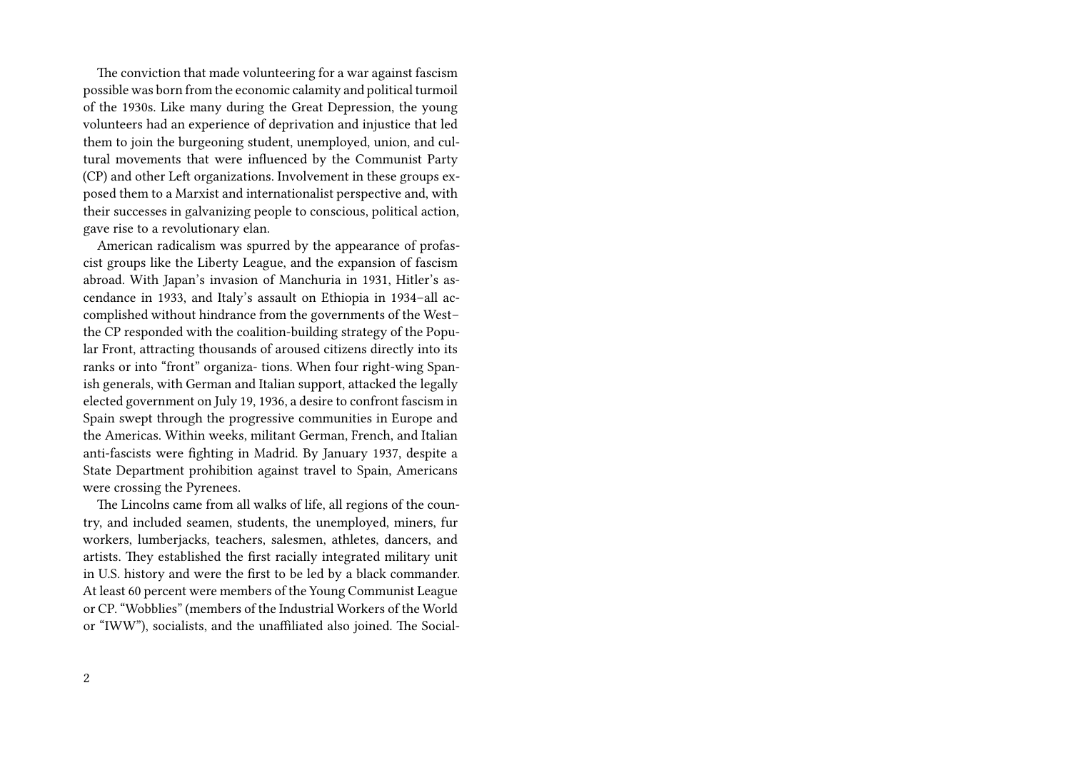The conviction that made volunteering for a war against fascism possible was born from the economic calamity and political turmoil of the 1930s. Like many during the Great Depression, the young volunteers had an experience of deprivation and injustice that led them to join the burgeoning student, unemployed, union, and cultural movements that were influenced by the Communist Party (CP) and other Left organizations. Involvement in these groups exposed them to a Marxist and internationalist perspective and, with their successes in galvanizing people to conscious, political action, gave rise to a revolutionary elan.

American radicalism was spurred by the appearance of profascist groups like the Liberty League, and the expansion of fascism abroad. With Japan's invasion of Manchuria in 1931, Hitler's ascendance in 1933, and Italy's assault on Ethiopia in 1934–all accomplished without hindrance from the governments of the West–the CP responded with the coalition-building strategy of the Popular Front, attracting thousands of aroused citizens directly into its ranks or into "front" organiza- tions. When four right-wing Spanish generals, with German and Italian support, attacked the legally elected government on July 19, 1936, a desire to confront fascism in Spain swept through the progressive communities in Europe and the Americas. Within weeks, militant German, French, and Italian anti-fascists were fighting in Madrid. By January 1937, despite a State Department prohibition against travel to Spain, Americans were crossing the Pyrenees.

The Lincolns came from all walks of life, all regions of the country, and included seamen, students, the unemployed, miners, fur workers, lumberjacks, teachers, salesmen, athletes, dancers, and artists. They established the first racially integrated military unit in U.S. history and were the first to be led by a black commander. At least 60 percent were members of the Young Communist League or CP. "Wobblies" (members of the Industrial Workers of the World or "IWW"), socialists, and the unaffiliated also joined. The Social-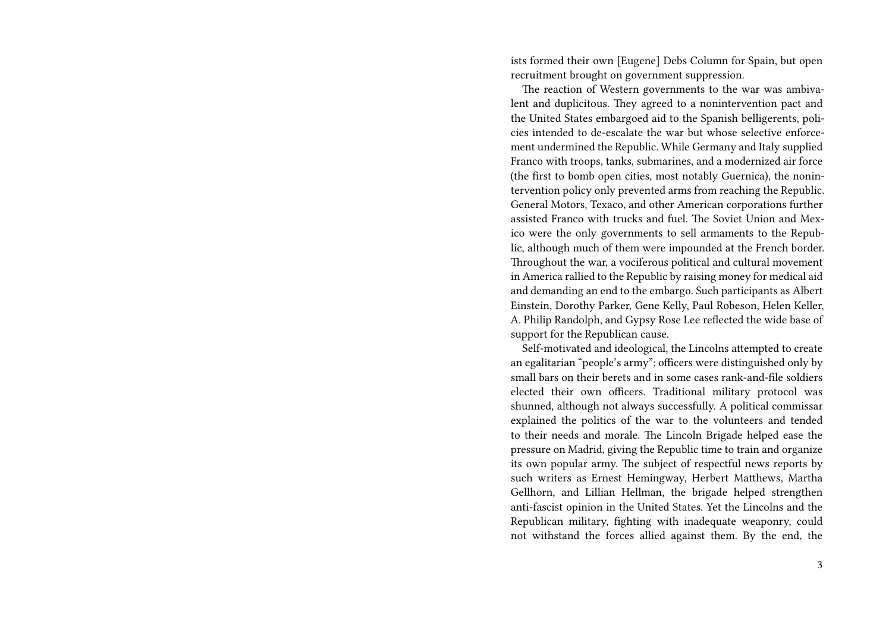ists formed their own [Eugene] Debs Column for Spain, but open recruitment brought on government suppression.

The reaction of Western governments to the war was ambivalent and duplicitous. They agreed to a nonintervention pact and the United States embargoed aid to the Spanish belligerents, policies intended to de-escalate the war but whose selective enforcement undermined the Republic. While Germany and Italy supplied Franco with troops, tanks, submarines, and a modernized air force (the first to bomb open cities, most notably Guernica), the nonintervention policy only prevented arms from reaching the Republic. General Motors, Texaco, and other American corporations further assisted Franco with trucks and fuel. The Soviet Union and Mexico were the only governments to sell armaments to the Republic, although much of them were impounded at the French border. Throughout the war, a vociferous political and cultural movement in America rallied to the Republic by raising money for medical aid and demanding an end to the embargo. Such participants as Albert Einstein, Dorothy Parker, Gene Kelly, Paul Robeson, Helen Keller, A. Philip Randolph, and Gypsy Rose Lee reflected the wide base of support for the Republican cause.

Self-motivated and ideological, the Lincolns attempted to create an egalitarian "people's army"; officers were distinguished only by small bars on their berets and in some cases rank-and-file soldiers elected their own officers. Traditional military protocol was shunned, although not always successfully. A political commissar explained the politics of the war to the volunteers and tended to their needs and morale. The Lincoln Brigade helped ease the pressure on Madrid, giving the Republic time to train and organize its own popular army. The subject of respectful news reports by such writers as Ernest Hemingway, Herbert Matthews, Martha Gellhorn, and Lillian Hellman, the brigade helped strengthen anti-fascist opinion in the United States. Yet the Lincolns and the Republican military, fighting with inadequate weaponry, could not withstand the forces allied against them. By the end, the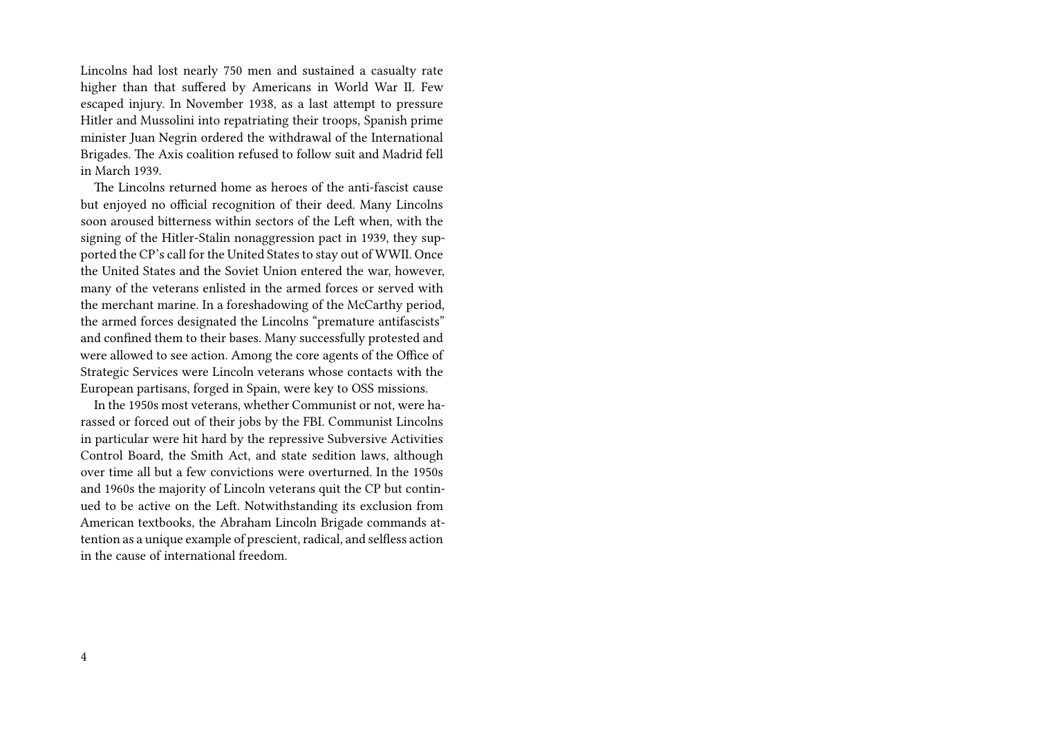Lincolns had lost nearly 750 men and sustained a casualty rate higher than that suffered by Americans in World War II. Few escaped injury. In November 1938, as a last attempt to pressure Hitler and Mussolini into repatriating their troops, Spanish prime minister Juan Negrin ordered the withdrawal of the International Brigades. The Axis coalition refused to follow suit and Madrid fell in March 1939.

The Lincolns returned home as heroes of the anti-fascist cause but enjoyed no official recognition of their deed. Many Lincolns soon aroused bitterness within sectors of the Left when, with the signing of the Hitler-Stalin nonaggression pact in 1939, they supported the CP's call for the United States to stay out of WWII. Once the United States and the Soviet Union entered the war, however, many of the veterans enlisted in the armed forces or served with the merchant marine. In a foreshadowing of the McCarthy period, the armed forces designated the Lincolns "premature antifascists" and confined them to their bases. Many successfully protested and were allowed to see action. Among the core agents of the Office of Strategic Services were Lincoln veterans whose contacts with the European partisans, forged in Spain, were key to OSS missions.

In the 1950s most veterans, whether Communist or not, were harassed or forced out of their jobs by the FBI. Communist Lincolns in particular were hit hard by the repressive Subversive Activities Control Board, the Smith Act, and state sedition laws, although over time all but a few convictions were overturned. In the 1950s and 1960s the majority of Lincoln veterans quit the CP but continued to be active on the Left. Notwithstanding its exclusion from American textbooks, the Abraham Lincoln Brigade commands attention as a unique example of prescient, radical, and selfless action in the cause of international freedom.